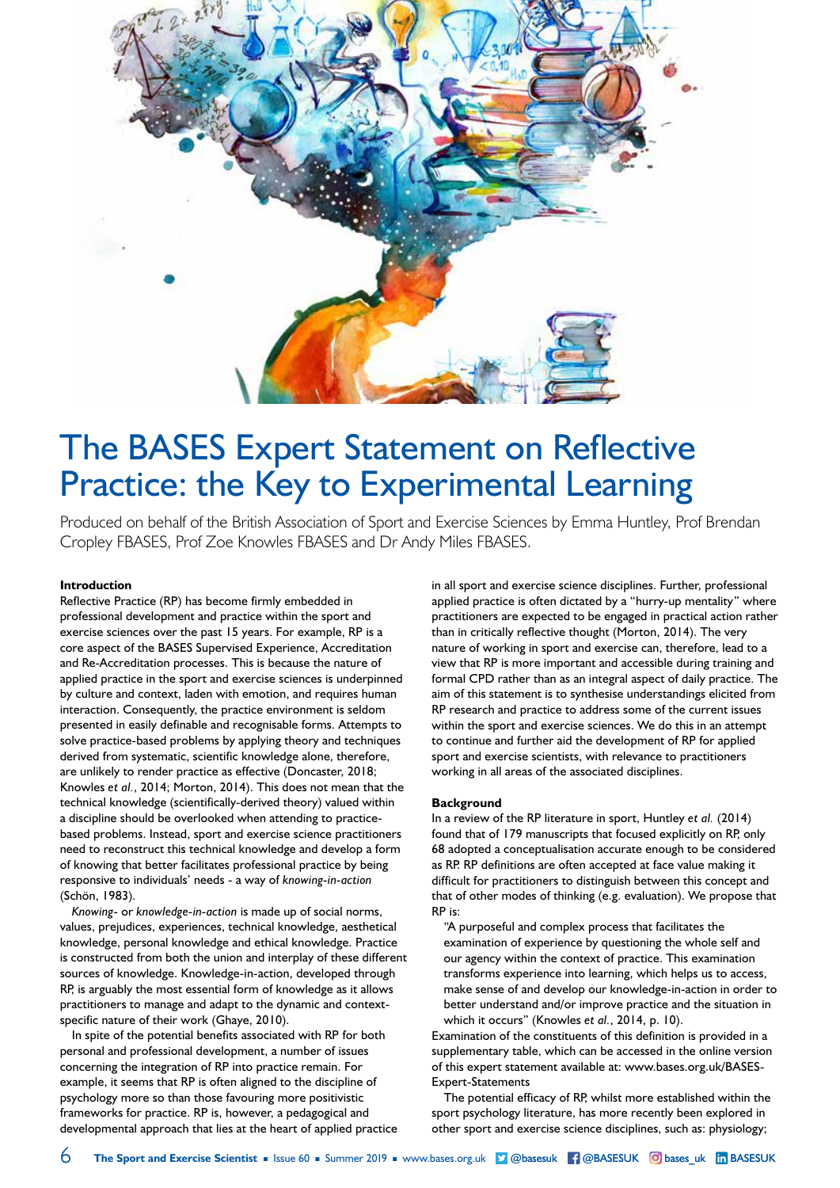# The BASES Expert Statement on Reflective Practice: the Key to Experimental Learning

Produced on behalf of the British Association of Sport and Exercise Sciences by Emma Huntley, Prof Brendan Cropley FBASES, Prof Zoe Knowles FBASES and Dr Andy Miles FBASES.

**Introduction**

Reflective Practice (RP) has become firmly embedded in professional development and practice within the sport and exercise sciences over the past 15 years. For example, RP is a core aspect of the BASES Supervised Experience, Accreditation and Re-Accreditation processes. This is because the nature of applied practice in the sport and exercise sciences is underpinned by culture and context, laden with emotion, and requires human interaction. Consequently, the practice environment is seldom presented in easily definable and recognisable forms. Attempts to solve practice-based problems by applying theory and techniques derived from systematic, scientific knowledge alone, therefore, are unlikely to render practice as effective (Doncaster, 2018; Knowles *et al.*, 2014; Morton, 2014). This does not mean that the technical knowledge (scientifically-derived theory) valued within a discipline should be overlooked when attending to practice-based problems. Instead, sport and exercise science practitioners need to reconstruct this technical knowledge and develop a form of knowing that better facilitates professional practice by being responsive to individuals' needs - a way of *knowing-in-action* (Schön, 1983).

*Knowing-* or *knowledge-in-action* is made up of social norms, values, prejudices, experiences, technical knowledge, aesthetical knowledge, personal knowledge and ethical knowledge. Practice is constructed from both the union and interplay of these different sources of knowledge. Knowledge-in-action, developed through RP, is arguably the most essential form of knowledge as it allows practitioners to manage and adapt to the dynamic and context-specific nature of their work (Ghaye, 2010).

In spite of the potential benefits associated with RP for both personal and professional development, a number of issues concerning the integration of RP into practice remain. For example, it seems that RP is often aligned to the discipline of psychology more so than those favouring more positivistic frameworks for practice. RP is, however, a pedagogical and developmental approach that lies at the heart of applied practice in all sport and exercise science disciplines. Further, professional applied practice is often dictated by a "hurry-up mentality" where practitioners are expected to be engaged in practical action rather than in critically reflective thought (Morton, 2014). The very nature of working in sport and exercise can, therefore, lead to a view that RP is more important and accessible during training and formal CPD rather than as an integral aspect of daily practice. The aim of this statement is to synthesise understandings elicited from RP research and practice to address some of the current issues within the sport and exercise sciences. We do this in an attempt to continue and further aid the development of RP for applied sport and exercise scientists, with relevance to practitioners working in all areas of the associated disciplines.

**Background**

In a review of the RP literature in sport, Huntley *et al.* (2014) found that of 179 manuscripts that focused explicitly on RP, only 68 adopted a conceptualisation accurate enough to be considered as RP. RP definitions are often accepted at face value making it difficult for practitioners to distinguish between this concept and that of other modes of thinking (e.g. evaluation). We propose that RP is:

> "A purposeful and complex process that facilitates the examination of experience by questioning the whole self and our agency within the context of practice. This examination transforms experience into learning, which helps us to access, make sense of and develop our knowledge-in-action in order to better understand and/or improve practice and the situation in which it occurs" (Knowles *et al.*, 2014, p. 10).

Examination of the constituents of this definition is provided in a supplementary table, which can be accessed in the online version of this expert statement available at: www.bases.org.uk/BASES-Expert-Statements

The potential efficacy of RP, whilst more established within the sport psychology literature, has more recently been explored in other sport and exercise science disciplines, such as: physiology;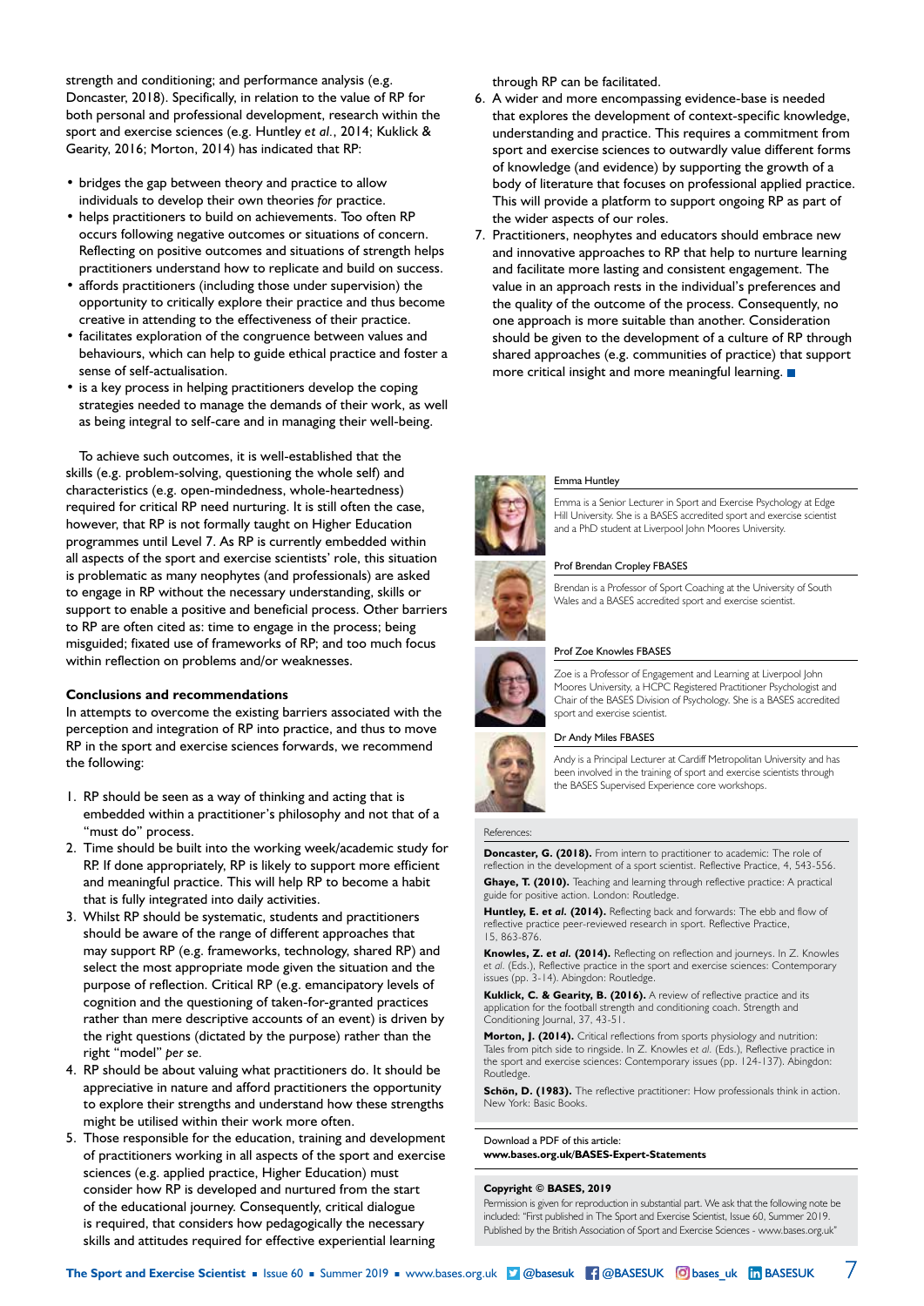strength and conditioning; and performance analysis (e.g. Doncaster, 2018). Specifically, in relation to the value of RP for both personal and professional development, research within the sport and exercise sciences (e.g. Huntley *et al.*, 2014; Kuklick & Gearity, 2016; Morton, 2014) has indicated that RP:

- bridges the gap between theory and practice to allow individuals to develop their own theories *for* practice.
- helps practitioners to build on achievements. Too often RP occurs following negative outcomes or situations of concern. Reflecting on positive outcomes and situations of strength helps practitioners understand how to replicate and build on success.
- affords practitioners (including those under supervision) the opportunity to critically explore their practice and thus become creative in attending to the effectiveness of their practice.
- facilitates exploration of the congruence between values and behaviours, which can help to guide ethical practice and foster a sense of self-actualisation.
- is a key process in helping practitioners develop the coping strategies needed to manage the demands of their work, as well as being integral to self-care and in managing their well-being.

To achieve such outcomes, it is well-established that the skills (e.g. problem-solving, questioning the whole self) and characteristics (e.g. open-mindedness, whole-heartedness) required for critical RP need nurturing. It is still often the case, however, that RP is not formally taught on Higher Education programmes until Level 7. As RP is currently embedded within all aspects of the sport and exercise scientists' role, this situation is problematic as many neophytes (and professionals) are asked to engage in RP without the necessary understanding, skills or support to enable a positive and beneficial process. Other barriers to RP are often cited as: time to engage in the process; being misguided; fixated use of frameworks of RP; and too much focus within reflection on problems and/or weaknesses.

## Conclusions and recommendations

In attempts to overcome the existing barriers associated with the perception and integration of RP into practice, and thus to move RP in the sport and exercise sciences forwards, we recommend the following:

1. RP should be seen as a way of thinking and acting that is embedded within a practitioner's philosophy and not that of a "must do" process.
2. Time should be built into the working week/academic study for RP. If done appropriately, RP is likely to support more efficient and meaningful practice. This will help RP to become a habit that is fully integrated into daily activities.
3. Whilst RP should be systematic, students and practitioners should be aware of the range of different approaches that may support RP (e.g. frameworks, technology, shared RP) and select the most appropriate mode given the situation and the purpose of reflection. Critical RP (e.g. emancipatory levels of cognition and the questioning of taken-for-granted practices rather than mere descriptive accounts of an event) is driven by the right questions (dictated by the purpose) rather than the right "model" *per se*.
4. RP should be about valuing what practitioners do. It should be appreciative in nature and afford practitioners the opportunity to explore their strengths and understand how these strengths might be utilised within their work more often.
5. Those responsible for the education, training and development of practitioners working in all aspects of the sport and exercise sciences (e.g. applied practice, Higher Education) must consider how RP is developed and nurtured from the start of the educational journey. Consequently, critical dialogue is required, that considers how pedagogically the necessary skills and attitudes required for effective experiential learning through RP can be facilitated.
6. A wider and more encompassing evidence-base is needed that explores the development of context-specific knowledge, understanding and practice. This requires a commitment from sport and exercise sciences to outwardly value different forms of knowledge (and evidence) by supporting the growth of a body of literature that focuses on professional applied practice. This will provide a platform to support ongoing RP as part of the wider aspects of our roles.
7. Practitioners, neophytes and educators should embrace new and innovative approaches to RP that help to nurture learning and facilitate more lasting and consistent engagement. The value in an approach rests in the individual's preferences and the quality of the outcome of the process. Consequently, no one approach is more suitable than another. Consideration should be given to the development of a culture of RP through shared approaches (e.g. communities of practice) that support more critical insight and more meaningful learning.

**Emma Huntley**

Emma is a Senior Lecturer in Sport and Exercise Psychology at Edge Hill University. She is a BASES accredited sport and exercise scientist and a PhD student at Liverpool John Moores University.

**Prof Brendan Cropley FBASES**

Brendan is a Professor of Sport Coaching at the University of South Wales and a BASES accredited sport and exercise scientist.

**Prof Zoe Knowles FBASES**

Zoe is a Professor of Engagement and Learning at Liverpool John Moores University, a HCPC Registered Practitioner Psychologist and Chair of the BASES Division of Psychology. She is a BASES accredited sport and exercise scientist.

**Dr Andy Miles FBASES**

Andy is a Principal Lecturer at Cardiff Metropolitan University and has been involved in the training of sport and exercise scientists through the BASES Supervised Experience core workshops.

References:

**Doncaster, G. (2018).** From intern to practitioner to academic: The role of reflection in the development of a sport scientist. Reflective Practice, 4, 543-556.

**Ghaye, T. (2010).** Teaching and learning through reflective practice: A practical guide for positive action. London: Routledge.

**Huntley, E. *et al.* (2014).** Reflecting back and forwards: The ebb and flow of reflective practice peer-reviewed research in sport. Reflective Practice, 15, 863-876.

**Knowles, Z. *et al.* (2014).** Reflecting on reflection and journeys. In Z. Knowles *et al.* (Eds.), Reflective practice in the sport and exercise sciences: Contemporary issues (pp. 3-14). Abingdon: Routledge.

**Kuklick, C. & Gearity, B. (2016).** A review of reflective practice and its application for the football strength and conditioning coach. Strength and Conditioning Journal, 37, 43-51.

**Morton, J. (2014).** Critical reflections from sports physiology and nutrition: Tales from pitch side to ringside. In Z. Knowles *et al.* (Eds.), Reflective practice in the sport and exercise sciences: Contemporary issues (pp. 124-137). Abingdon: Routledge.

**Schön, D. (1983).** The reflective practitioner: How professionals think in action. New York: Basic Books.

Download a PDF of this article:
**www.bases.org.uk/BASES-Expert-Statements**

**Copyright © BASES, 2019**

Permission is given for reproduction in substantial part. We ask that the following note be included: "First published in The Sport and Exercise Scientist, Issue 60, Summer 2019. Published by the British Association of Sport and Exercise Sciences - www.bases.org.uk"